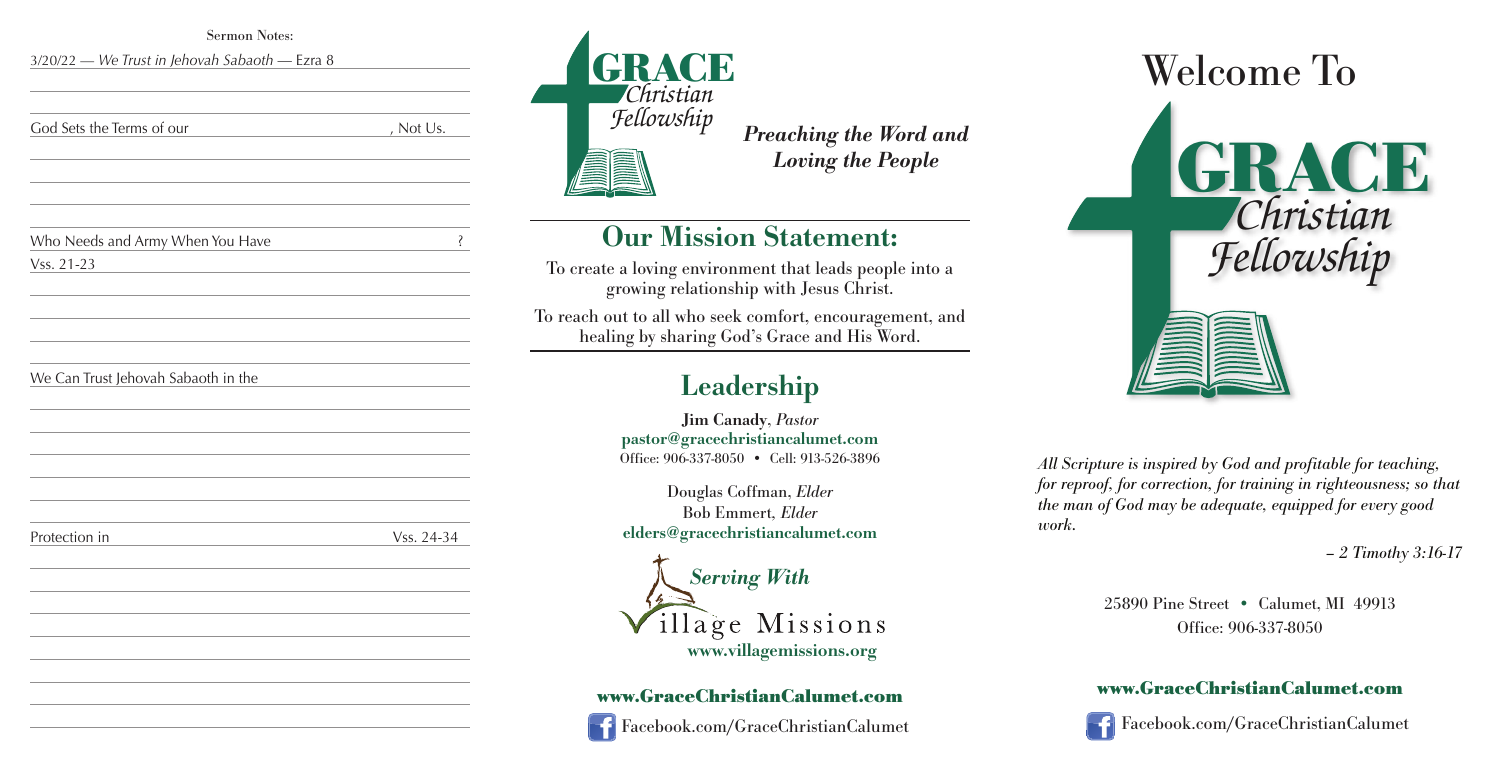Sermon Notes:

3/20/22 — *We Trust in Jehovah Sabaoth* — Ezra 8

God Sets the Terms of our \_\_\_\_\_\_\_\_\_\_\_\_, Not Us.

Who Needs and Army When You Have \_\_\_\_\_\_\_\_\_\_\_\_?

Vss. 21-23

We Can Trust Jehovah Sabaoth in the \_\_\_\_\_\_\_\_\_\_\_\_

Protection in \_\_\_\_\_\_\_\_\_\_\_\_ Vss. 24-34

GRACE *Christian Fellowship*

***Preaching the Word and Loving the People***

## Our Mission Statement:

To create a loving environment that leads people into a growing relationship with Jesus Christ.

To reach out to all who seek comfort, encouragement, and healing by sharing God's Grace and His Word.

## Leadership

**Jim Canady**, *Pastor*
**pastor@gracechristiancalumet.com**
Office: 906-337-8050 • Cell: 913-526-3896

Douglas Coffman, *Elder*
Bob Emmert, *Elder*
**elders@gracechristiancalumet.com**

*Serving With*
Village Missions
**www.villagemissions.org**

**www.GraceChristianCalumet.com**

Facebook.com/GraceChristianCalumet

# Welcome To

# GRACE *Christian Fellowship*

*All Scripture is inspired by God and profitable for teaching, for reproof, for correction, for training in righteousness; so that the man of God may be adequate, equipped for every good work.*

*– 2 Timothy 3:16-17*

25890 Pine Street • Calumet, MI 49913
Office: 906-337-8050

**www.GraceChristianCalumet.com**

Facebook.com/GraceChristianCalumet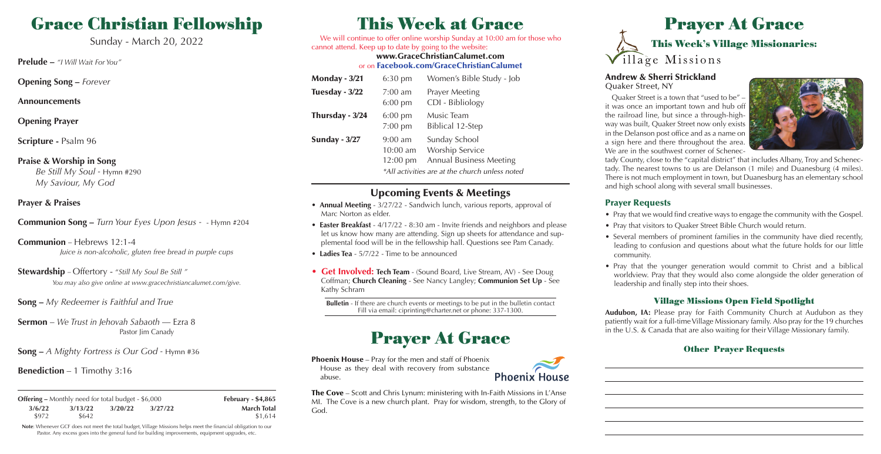# Grace Christian Fellowship

Sunday - March 20, 2022

**Prelude –** *"I Will Wait For You"*

**Opening Song –** *Forever*

**Announcements**

**Opening Prayer**

**Scripture -** Psalm 96

**Praise & Worship in Song**

*Be Still My Soul* - Hymn #290

*My Saviour, My God*

**Prayer & Praises**

**Communion Song –** *Turn Your Eyes Upon Jesus* - - Hymn #204

**Communion** – Hebrews 12:1-4

*Juice is non-alcoholic, gluten free bread in purple cups*

**Stewardship** – Offertory - *"Still My Soul Be Still "*

*You may also give online at www.gracechristiancalumet.com/give.*

**Song –** *My Redeemer is Faithful and True*

**Sermon** – *We Trust in Jehovah Sabaoth* — Ezra 8
Pastor Jim Canady

**Song –** *A Mighty Fortress is Our God* - Hymn #36

**Benediction** – 1 Timothy 3:16

| **Offering –** Monthly need for total budget - $6,000 | | | | **February - $4,865** |
|---|---|---|---|---|
| **3/6/22** | **3/13/22** | **3/20/22** | **3/27/22** | **March Total** |
| $972 | $642 | | | $1,614 |

**Note**: Whenever GCF does not meet the total budget, Village Missions helps meet the financial obligation to our Pastor. Any excess goes into the general fund for building improvements, equipment upgrades, etc.

# This Week at Grace

We will continue to offer online worship Sunday at 10:00 am for those who cannot attend. Keep up to date by going to the website:

**www.GraceChristianCalumet.com**
or on **Facebook.com/GraceChristianCalumet**

| | | |
|---|---|---|
| **Monday - 3/21** | 6:30 pm | Women's Bible Study - Job |
| **Tuesday - 3/22** | 7:00 am | Prayer Meeting |
| | 6:00 pm | CDI - Bibliology |
| **Thursday - 3/24** | 6:00 pm | Music Team |
| | 7:00 pm | Biblical 12-Step |
| **Sunday - 3/27** | 9:00 am | Sunday School |
| | 10:00 am | Worship Service |
| | 12:00 pm | Annual Business Meeting |

*\*All activities are at the church unless noted*

## Upcoming Events & Meetings

- **Annual Meeting** - 3/27/22 - Sandwich lunch, various reports, approval of Marc Norton as elder.
- **Easter Breakfast** - 4/17/22 - 8:30 am - Invite friends and neighbors and please let us know how many are attending. Sign up sheets for attendance and supplemental food will be in the fellowship hall. Questions see Pam Canady.
- **Ladies Tea** - 5/7/22 - Time to be announced
- **Get Involved: Tech Team** - (Sound Board, Live Stream, AV) - See Doug Coffman; **Church Cleaning** - See Nancy Langley; **Communion Set Up** - See Kathy Schram

**Bulletin** - If there are church events or meetings to be put in the bulletin contact Fill via email: ciprinting@charter.net or phone: 337-1300.

# Prayer At Grace

**Phoenix House** – Pray for the men and staff of Phoenix House as they deal with recovery from substance abuse.

Phoenix House

**The Cove** – Scott and Chris Lynum: ministering with In-Faith Missions in L'Anse MI. The Cove is a new church plant. Pray for wisdom, strength, to the Glory of God.

# Prayer At Grace

## This Week's Village Missionaries:

Village Missions

### Andrew & Sherri Strickland

Quaker Street, NY

Quaker Street is a town that "used to be" – it was once an important town and hub off the railroad line, but since a through-highway was built, Quaker Street now only exists in the Delanson post office and as a name on a sign here and there throughout the area. We are in the southwest corner of Schenectady County, close to the "capital district" that includes Albany, Troy and Schenectady. The nearest towns to us are Delanson (1 mile) and Duanesburg (4 miles). There is not much employment in town, but Duanesburg has an elementary school and high school along with several small businesses.

### Prayer Requests

- Pray that we would find creative ways to engage the community with the Gospel.
- Pray that visitors to Quaker Street Bible Church would return.
- Several members of prominent families in the community have died recently, leading to confusion and questions about what the future holds for our little community.
- Pray that the younger generation would commit to Christ and a biblical worldview. Pray that they would also come alongside the older generation of leadership and finally step into their shoes.

### Village Missions Open Field Spotlight

**Audubon, IA:** Please pray for Faith Community Church at Audubon as they patiently wait for a full-time Village Missionary family. Also pray for the 19 churches in the U.S. & Canada that are also waiting for their Village Missionary family.

### Other Prayer Requests